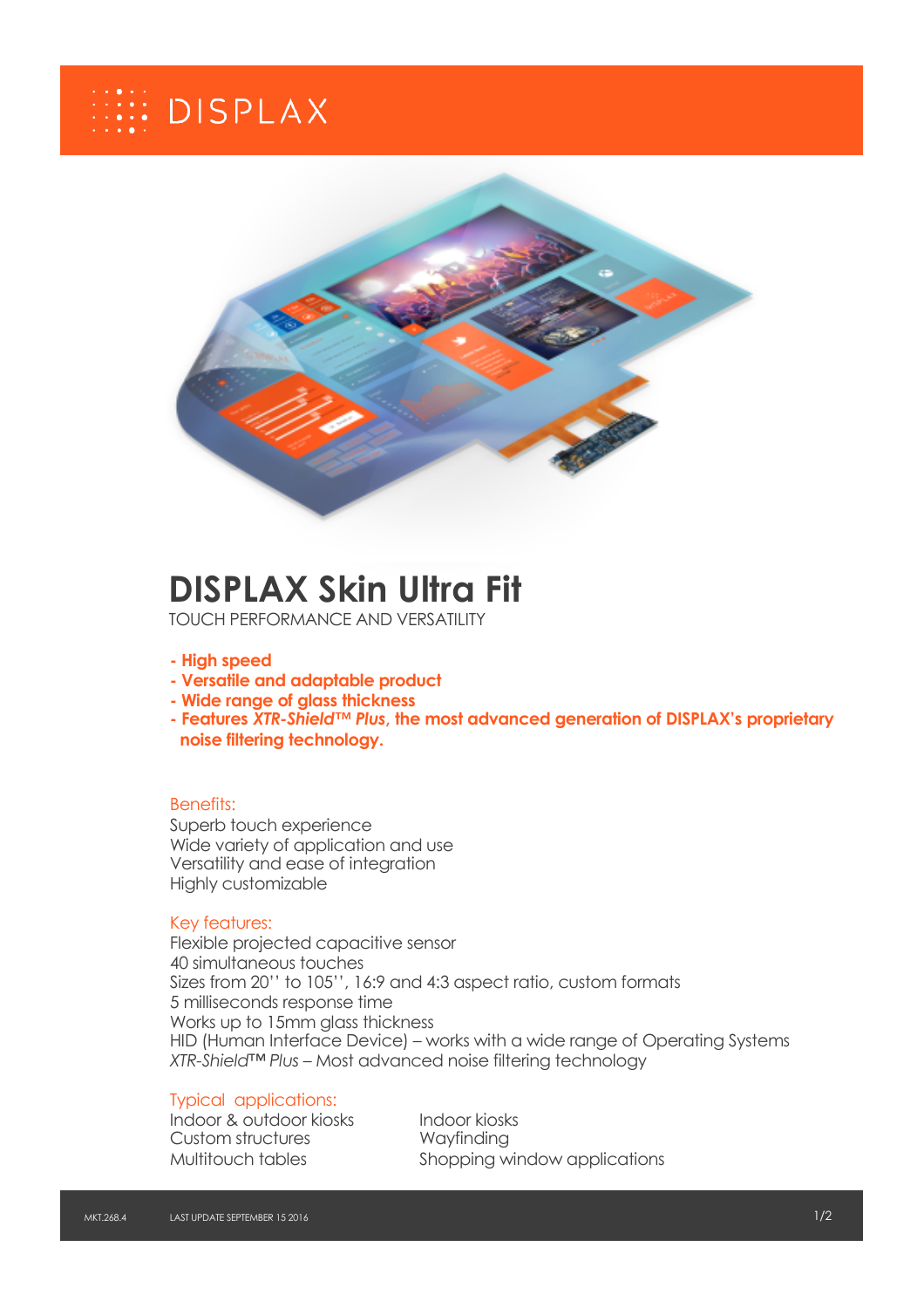DISPLAX

# DISPLAX Skin Ultra Fit

TOUCH PERFORMANCE AND VERSATILITY

- **High speed**
- **Versatile and adaptable product**
- **Wide range of glass thickness**
- **Features *XTR-Shield™ Plus*, the most advanced generation of DISPLAX's proprietary noise filtering technology.**

Benefits:

Superb touch experience
Wide variety of application and use
Versatility and ease of integration
Highly customizable

Key features:

Flexible projected capacitive sensor
40 simultaneous touches
Sizes from 20'' to 105'', 16:9 and 4:3 aspect ratio, custom formats
5 milliseconds response time
Works up to 15mm glass thickness
HID (Human Interface Device) – works with a wide range of Operating Systems
*XTR-Shield™ Plus* – Most advanced noise filtering technology

Typical applications:

Indoor & outdoor kiosks
Custom structures
Multitouch tables
Indoor kiosks
Wayfinding
Shopping window applications

MKT.268.4 LAST UPDATE SEPTEMBER 15 2016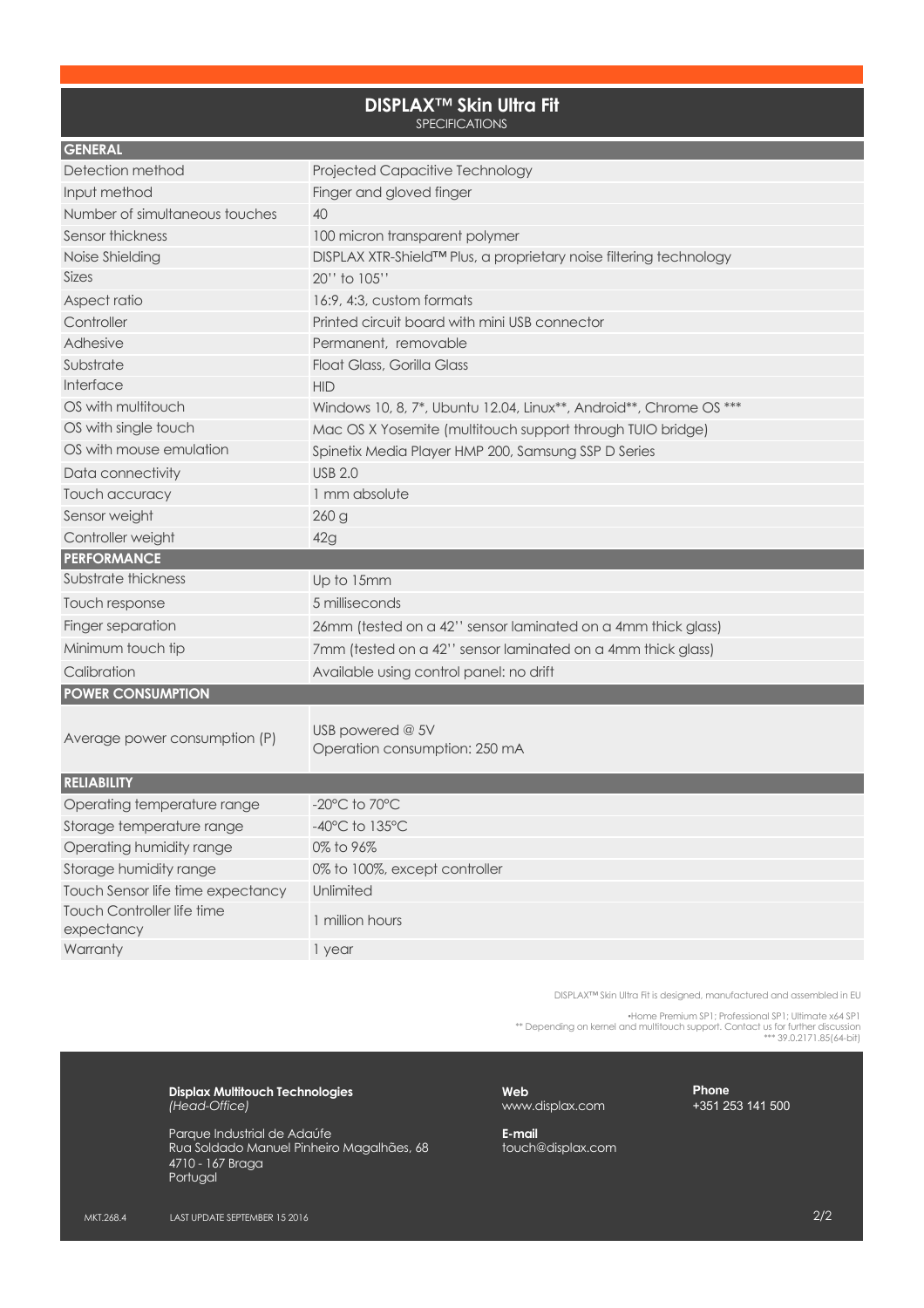# DISPLAX™ Skin Ultra Fit

SPECIFICATIONS

| | |
|---|---|
| **GENERAL** | |
| Detection method | Projected Capacitive Technology |
| Input method | Finger and gloved finger |
| Number of simultaneous touches | 40 |
| Sensor thickness | 100 micron transparent polymer |
| Noise Shielding | DISPLAX XTR-Shield™ Plus, a proprietary noise filtering technology |
| Sizes | 20'' to 105'' |
| Aspect ratio | 16:9, 4:3, custom formats |
| Controller | Printed circuit board with mini USB connector |
| Adhesive | Permanent, removable |
| Substrate | Float Glass, Gorilla Glass |
| Interface | HID |
| OS with multitouch | Windows 10, 8, 7*, Ubuntu 12.04, Linux**, Android**, Chrome OS *** |
| OS with single touch | Mac OS X Yosemite (multitouch support through TUIO bridge) |
| OS with mouse emulation | Spinetix Media Player HMP 200, Samsung SSP D Series |
| Data connectivity | USB 2.0 |
| Touch accuracy | 1 mm absolute |
| Sensor weight | 260 g |
| Controller weight | 42g |
| **PERFORMANCE** | |
| Substrate thickness | Up to 15mm |
| Touch response | 5 milliseconds |
| Finger separation | 26mm (tested on a 42'' sensor laminated on a 4mm thick glass) |
| Minimum touch tip | 7mm (tested on a 42'' sensor laminated on a 4mm thick glass) |
| Calibration | Available using control panel: no drift |
| **POWER CONSUMPTION** | |
| Average power consumption (P) | USB powered @ 5V<br>Operation consumption: 250 mA |
| **RELIABILITY** | |
| Operating temperature range | -20°C to 70°C |
| Storage temperature range | -40°C to 135°C |
| Operating humidity range | 0% to 96% |
| Storage humidity range | 0% to 100%, except controller |
| Touch Sensor life time expectancy | Unlimited |
| Touch Controller life time expectancy | 1 million hours |
| Warranty | 1 year |

DISPLAX™ Skin Ultra Fit is designed, manufactured and assembled in EU

*Home Premium SP1; Professional SP1; Ultimate x64 SP1
** Depending on kernel and multitouch support. Contact us for further discussion
*** 39.0.2171.85(64-bit)

**Displax Multitouch Technologies**
*(Head-Office)*

Parque Industrial de Adaúfe
Rua Soldado Manuel Pinheiro Magalhães, 68
4710 - 167 Braga
Portugal

**Web**
www.displax.com

**E-mail**
touch@displax.com

**Phone**
+351 253 141 500

MKT.268.4 LAST UPDATE SEPTEMBER 15 2016